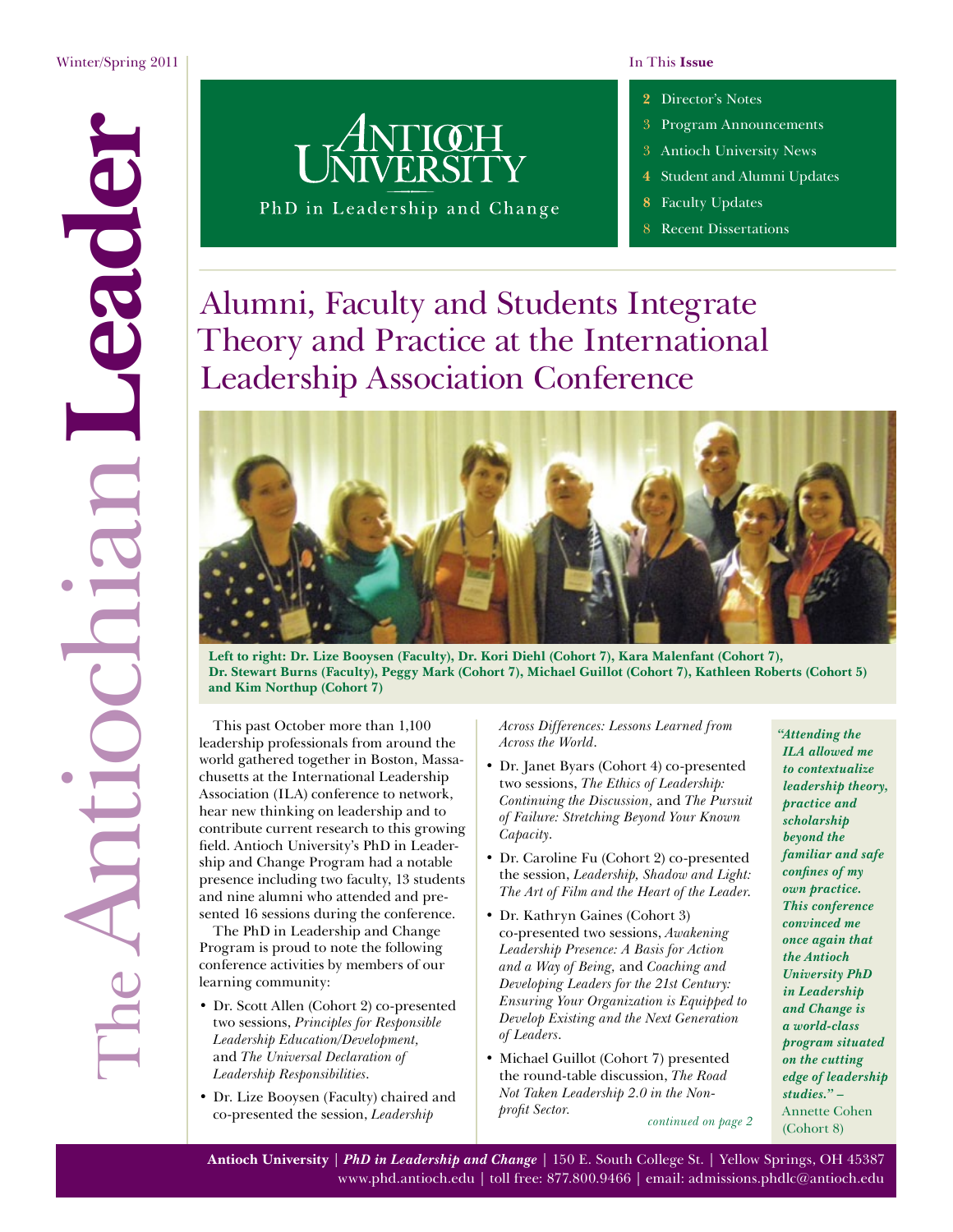# The Antiochian Leader

Winter/Spring 2011

Antioch University
PhD in Leadership and Change

In This **Issue**

- 2 Director's Notes
- 3 Program Announcements
- 3 Antioch University News
- 4 Student and Alumni Updates
- 8 Faculty Updates
- 8 Recent Dissertations

## Alumni, Faculty and Students Integrate Theory and Practice at the International Leadership Association Conference

**Left to right: Dr. Lize Booysen (Faculty), Dr. Kori Diehl (Cohort 7), Kara Malenfant (Cohort 7), Dr. Stewart Burns (Faculty), Peggy Mark (Cohort 7), Michael Guillot (Cohort 7), Kathleen Roberts (Cohort 5) and Kim Northup (Cohort 7)**

This past October more than 1,100 leadership professionals from around the world gathered together in Boston, Massachusetts at the International Leadership Association (ILA) conference to network, hear new thinking on leadership and to contribute current research to this growing field. Antioch University's PhD in Leadership and Change Program had a notable presence including two faculty, 13 students and nine alumni who attended and presented 16 sessions during the conference.

The PhD in Leadership and Change Program is proud to note the following conference activities by members of our learning community:

- Dr. Scott Allen (Cohort 2) co-presented two sessions, *Principles for Responsible Leadership Education/Development,* and *The Universal Declaration of Leadership Responsibilities*.
- Dr. Lize Booysen (Faculty) chaired and co-presented the session, *Leadership Across Differences: Lessons Learned from Across the World*.
- Dr. Janet Byars (Cohort 4) co-presented two sessions, *The Ethics of Leadership: Continuing the Discussion,* and *The Pursuit of Failure: Stretching Beyond Your Known Capacity*.
- Dr. Caroline Fu (Cohort 2) co-presented the session, *Leadership, Shadow and Light: The Art of Film and the Heart of the Leader.*
- Dr. Kathryn Gaines (Cohort 3) co-presented two sessions, *Awakening Leadership Presence: A Basis for Action and a Way of Being,* and *Coaching and Developing Leaders for the 21st Century: Ensuring Your Organization is Equipped to Develop Existing and the Next Generation of Leaders*.
- Michael Guillot (Cohort 7) presented the round-table discussion, *The Road Not Taken Leadership 2.0 in the Non-profit Sector.*

*continued on page 2*

> ***"Attending the ILA allowed me to contextualize leadership theory, practice and scholarship beyond the familiar and safe confines of my own practice. This conference convinced me once again that the Antioch University PhD in Leadership and Change is a world-class program situated on the cutting edge of leadership studies."*** – Annette Cohen (Cohort 8)

**Antioch University** | ***PhD in Leadership and Change*** | 150 E. South College St. | Yellow Springs, OH 45387
www.phd.antioch.edu | toll free: 877.800.9466 | email: admissions.phdlc@antioch.edu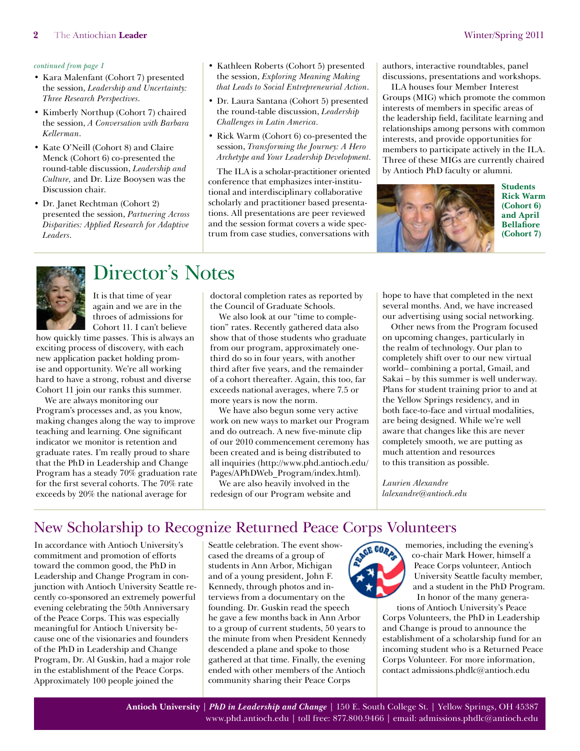*continued from page 1*

- Kara Malenfant (Cohort 7) presented the session, *Leadership and Uncertainty: Three Research Perspectives*.
- Kimberly Northup (Cohort 7) chaired the session, *A Conversation with Barbara Kellerman*.
- Kate O'Neill (Cohort 8) and Claire Menck (Cohort 6) co-presented the round-table discussion, *Leadership and Culture*, and Dr. Lize Booysen was the Discussion chair.
- Dr. Janet Rechtman (Cohort 2) presented the session, *Partnering Across Disparities: Applied Research for Adaptive Leaders*.
- Kathleen Roberts (Cohort 5) presented the session, *Exploring Meaning Making that Leads to Social Entrepreneurial Action*.
- Dr. Laura Santana (Cohort 5) presented the round-table discussion, *Leadership Challenges in Latin America*.
- Rick Warm (Cohort 6) co-presented the session, *Transforming the Journey: A Hero Archetype and Your Leadership Development*.

The ILA is a scholar-practitioner oriented conference that emphasizes inter-institutional and interdisciplinary collaborative scholarly and practitioner based presentations. All presentations are peer reviewed and the session format covers a wide spectrum from case studies, conversations with authors, interactive roundtables, panel discussions, presentations and workshops.

ILA houses four Member Interest Groups (MIG) which promote the common interests of members in specific areas of the leadership field, facilitate learning and relationships among persons with common interests, and provide opportunities for members to participate actively in the ILA. Three of these MIGs are currently chaired by Antioch PhD faculty or alumni.

**Students Rick Warm (Cohort 6) and April Bellafiore (Cohort 7)**

# Director's Notes

It is that time of year again and we are in the throes of admissions for Cohort 11. I can't believe how quickly time passes. This is always an exciting process of discovery, with each new application packet holding promise and opportunity. We're all working hard to have a strong, robust and diverse Cohort 11 join our ranks this summer.

We are always monitoring our Program's processes and, as you know, making changes along the way to improve teaching and learning. One significant indicator we monitor is retention and graduate rates. I'm really proud to share that the PhD in Leadership and Change Program has a steady 70% graduation rate for the first several cohorts. The 70% rate exceeds by 20% the national average for doctoral completion rates as reported by the Council of Graduate Schools.

We also look at our "time to completion" rates. Recently gathered data also show that of those students who graduate from our program, approximately one-third do so in four years, with another third after five years, and the remainder of a cohort thereafter. Again, this too, far exceeds national averages, where 7.5 or more years is now the norm.

We have also begun some very active work on new ways to market our Program and do outreach. A new five-minute clip of our 2010 commencement ceremony has been created and is being distributed to all inquiries (http://www.phd.antioch.edu/Pages/APhDWeb_Program/index.html).

We are also heavily involved in the redesign of our Program website and hope to have that completed in the next several months. And, we have increased our advertising using social networking.

Other news from the Program focused on upcoming changes, particularly in the realm of technology. Our plan to completely shift over to our new virtual world– combining a portal, Gmail, and Sakai – by this summer is well underway. Plans for student training prior to and at the Yellow Springs residency, and in both face-to-face and virtual modalities, are being designed. While we're well aware that changes like this are never completely smooth, we are putting as much attention and resources to this transition as possible.

*Laurien Alexandre*
*lalexandre@antioch.edu*

## New Scholarship to Recognize Returned Peace Corps Volunteers

In accordance with Antioch University's commitment and promotion of efforts toward the common good, the PhD in Leadership and Change Program in conjunction with Antioch University Seattle recently co-sponsored an extremely powerful evening celebrating the 50th Anniversary of the Peace Corps. This was especially meaningful for Antioch University because one of the visionaries and founders of the PhD in Leadership and Change Program, Dr. Al Guskin, had a major role in the establishment of the Peace Corps. Approximately 100 people joined the Seattle celebration. The event showcased the dreams of a group of students in Ann Arbor, Michigan and of a young president, John F. Kennedy, through photos and interviews from a documentary on the founding. Dr. Guskin read the speech he gave a few months back in Ann Arbor to a group of current students, 50 years to the minute from when President Kennedy descended a plane and spoke to those gathered at that time. Finally, the evening ended with other members of the Antioch community sharing their Peace Corps memories, including the evening's co-chair Mark Hower, himself a Peace Corps volunteer, Antioch University Seattle faculty member, and a student in the PhD Program.

In honor of the many generations of Antioch University's Peace Corps Volunteers, the PhD in Leadership and Change is proud to announce the establishment of a scholarship fund for an incoming student who is a Returned Peace Corps Volunteer. For more information, contact admissions.phdlc@antioch.edu

**Antioch University** | ***PhD in Leadership and Change*** | 150 E. South College St. | Yellow Springs, OH 45387
www.phd.antioch.edu | toll free: 877.800.9466 | email: admissions.phdlc@antioch.edu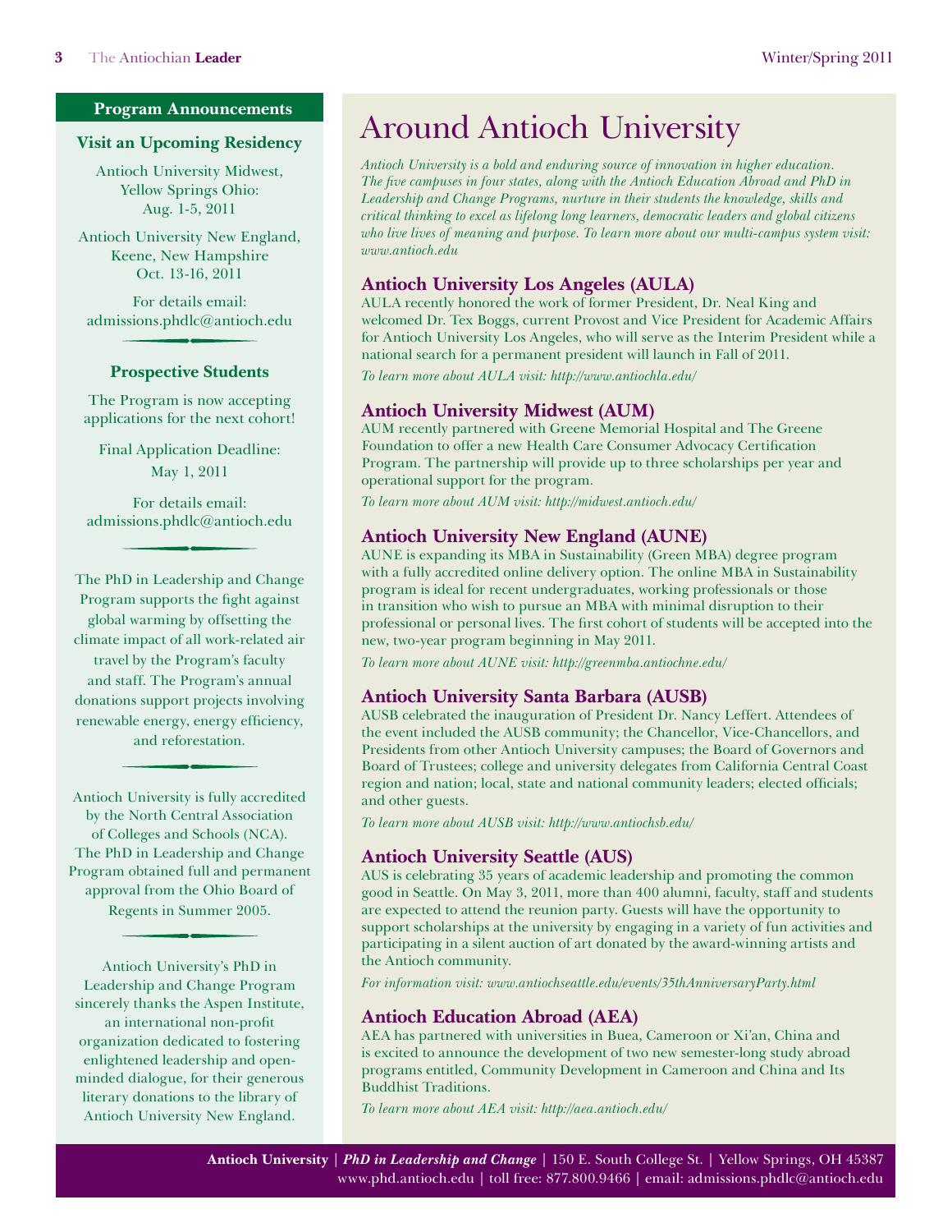## Program Announcements

### Visit an Upcoming Residency

Antioch University Midwest, Yellow Springs Ohio: Aug. 1-5, 2011

Antioch University New England, Keene, New Hampshire Oct. 13-16, 2011

For details email: admissions.phdlc@antioch.edu

### Prospective Students

The Program is now accepting applications for the next cohort!

Final Application Deadline: May 1, 2011

For details email: admissions.phdlc@antioch.edu

The PhD in Leadership and Change Program supports the fight against global warming by offsetting the climate impact of all work-related air travel by the Program's faculty and staff. The Program's annual donations support projects involving renewable energy, energy efficiency, and reforestation.

Antioch University is fully accredited by the North Central Association of Colleges and Schools (NCA). The PhD in Leadership and Change Program obtained full and permanent approval from the Ohio Board of Regents in Summer 2005.

Antioch University's PhD in Leadership and Change Program sincerely thanks the Aspen Institute, an international non-profit organization dedicated to fostering enlightened leadership and open-minded dialogue, for their generous literary donations to the library of Antioch University New England.

# Around Antioch University

*Antioch University is a bold and enduring source of innovation in higher education. The five campuses in four states, along with the Antioch Education Abroad and PhD in Leadership and Change Programs, nurture in their students the knowledge, skills and critical thinking to excel as lifelong long learners, democratic leaders and global citizens who live lives of meaning and purpose. To learn more about our multi-campus system visit: www.antioch.edu*

### Antioch University Los Angeles (AULA)

AULA recently honored the work of former President, Dr. Neal King and welcomed Dr. Tex Boggs, current Provost and Vice President for Academic Affairs for Antioch University Los Angeles, who will serve as the Interim President while a national search for a permanent president will launch in Fall of 2011.

*To learn more about AULA visit: http://www.antiochla.edu/*

### Antioch University Midwest (AUM)

AUM recently partnered with Greene Memorial Hospital and The Greene Foundation to offer a new Health Care Consumer Advocacy Certification Program. The partnership will provide up to three scholarships per year and operational support for the program.

*To learn more about AUM visit: http://midwest.antioch.edu/*

### Antioch University New England (AUNE)

AUNE is expanding its MBA in Sustainability (Green MBA) degree program with a fully accredited online delivery option. The online MBA in Sustainability program is ideal for recent undergraduates, working professionals or those in transition who wish to pursue an MBA with minimal disruption to their professional or personal lives. The first cohort of students will be accepted into the new, two-year program beginning in May 2011.

*To learn more about AUNE visit: http://greenmba.antiochne.edu/*

### Antioch University Santa Barbara (AUSB)

AUSB celebrated the inauguration of President Dr. Nancy Leffert. Attendees of the event included the AUSB community; the Chancellor, Vice-Chancellors, and Presidents from other Antioch University campuses; the Board of Governors and Board of Trustees; college and university delegates from California Central Coast region and nation; local, state and national community leaders; elected officials; and other guests.

*To learn more about AUSB visit: http://www.antiochsb.edu/*

### Antioch University Seattle (AUS)

AUS is celebrating 35 years of academic leadership and promoting the common good in Seattle. On May 3, 2011, more than 400 alumni, faculty, staff and students are expected to attend the reunion party. Guests will have the opportunity to support scholarships at the university by engaging in a variety of fun activities and participating in a silent auction of art donated by the award-winning artists and the Antioch community.

*For information visit: www.antiochseattle.edu/events/35thAnniversaryParty.html*

### Antioch Education Abroad (AEA)

AEA has partnered with universities in Buea, Cameroon or Xi'an, China and is excited to announce the development of two new semester-long study abroad programs entitled, Community Development in Cameroon and China and Its Buddhist Traditions.

*To learn more about AEA visit: http://aea.antioch.edu/*

**Antioch University** | ***PhD in Leadership and Change*** | 150 E. South College St. | Yellow Springs, OH 45387
www.phd.antioch.edu | toll free: 877.800.9466 | email: admissions.phdlc@antioch.edu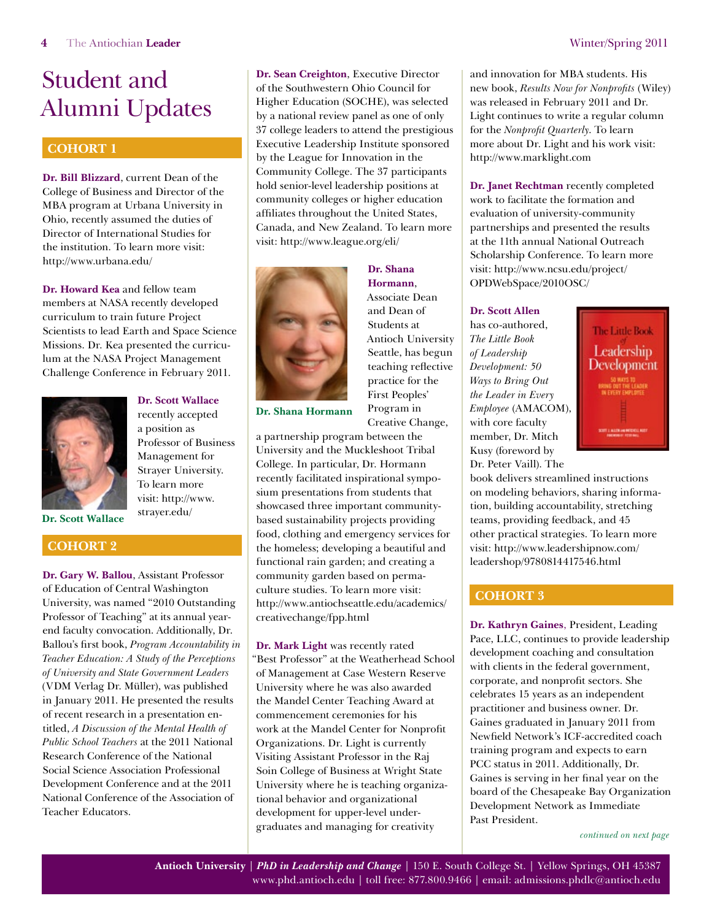# Student and Alumni Updates

## COHORT 1

**Dr. Bill Blizzard**, current Dean of the College of Business and Director of the MBA program at Urbana University in Ohio, recently assumed the duties of Director of International Studies for the institution. To learn more visit: http://www.urbana.edu/

**Dr. Howard Kea** and fellow team members at NASA recently developed curriculum to train future Project Scientists to lead Earth and Space Science Missions. Dr. Kea presented the curriculum at the NASA Project Management Challenge Conference in February 2011.

Dr. Scott Wallace

**Dr. Scott Wallace** recently accepted a position as Professor of Business Management for Strayer University. To learn more visit: http://www.strayer.edu/

## COHORT 2

**Dr. Gary W. Ballou**, Assistant Professor of Education of Central Washington University, was named "2010 Outstanding Professor of Teaching" at its annual year-end faculty convocation. Additionally, Dr. Ballou's first book, *Program Accountability in Teacher Education: A Study of the Perceptions of University and State Government Leaders* (VDM Verlag Dr. Müller), was published in January 2011. He presented the results of recent research in a presentation entitled, *A Discussion of the Mental Health of Public School Teachers* at the 2011 National Research Conference of the National Social Science Association Professional Development Conference and at the 2011 National Conference of the Association of Teacher Educators.

**Dr. Sean Creighton**, Executive Director of the Southwestern Ohio Council for Higher Education (SOCHE), was selected by a national review panel as one of only 37 college leaders to attend the prestigious Executive Leadership Institute sponsored by the League for Innovation in the Community College. The 37 participants hold senior-level leadership positions at community colleges or higher education affiliates throughout the United States, Canada, and New Zealand. To learn more visit: http://www.league.org/eli/

Dr. Shana Hormann

**Dr. Shana Hormann**, Associate Dean and Dean of Students at Antioch University Seattle, has begun teaching reflective practice for the First Peoples' Program in Creative Change, a partnership program between the University and the Muckleshoot Tribal College. In particular, Dr. Hormann recently facilitated inspirational symposium presentations from students that showcased three important community-based sustainability projects providing food, clothing and emergency services for the homeless; developing a beautiful and functional rain garden; and creating a community garden based on permaculture studies. To learn more visit: http://www.antiochseattle.edu/academics/creativechange/fpp.html

**Dr. Mark Light** was recently rated "Best Professor" at the Weatherhead School of Management at Case Western Reserve University where he was also awarded the Mandel Center Teaching Award at commencement ceremonies for his work at the Mandel Center for Nonprofit Organizations. Dr. Light is currently Visiting Assistant Professor in the Raj Soin College of Business at Wright State University where he is teaching organizational behavior and organizational development for upper-level undergraduates and managing for creativity and innovation for MBA students. His new book, *Results Now for Nonprofits* (Wiley) was released in February 2011 and Dr. Light continues to write a regular column for the *Nonprofit Quarterly*. To learn more about Dr. Light and his work visit: http://www.marklight.com

**Dr. Janet Rechtman** recently completed work to facilitate the formation and evaluation of university-community partnerships and presented the results at the 11th annual National Outreach Scholarship Conference. To learn more visit: http://www.ncsu.edu/project/OPDWebSpace/2010OSC/

**Dr. Scott Allen** has co-authored, *The Little Book of Leadership Development: 50 Ways to Bring Out the Leader in Every Employee* (AMACOM), with core faculty member, Dr. Mitch Kusy (foreword by Dr. Peter Vaill). The book delivers streamlined instructions on modeling behaviors, sharing information, building accountability, stretching teams, providing feedback, and 45 other practical strategies. To learn more visit: http://www.leadershipnow.com/leadershop/9780814417546.html

## COHORT 3

**Dr. Kathryn Gaines**, President, Leading Pace, LLC, continues to provide leadership development coaching and consultation with clients in the federal government, corporate, and nonprofit sectors. She celebrates 15 years as an independent practitioner and business owner. Dr. Gaines graduated in January 2011 from Newfield Network's ICF-accredited coach training program and expects to earn PCC status in 2011. Additionally, Dr. Gaines is serving in her final year on the board of the Chesapeake Bay Organization Development Network as Immediate Past President.

*continued on next page*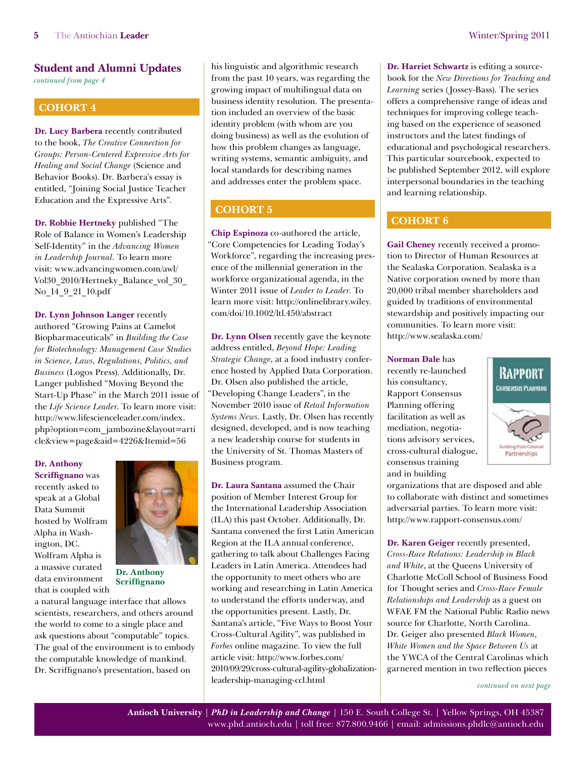## Student and Alumni Updates

*continued from page 4*

### COHORT 4

**Dr. Lucy Barbera** recently contributed to the book, *The Creative Connection for Groups: Person-Centered Expressive Arts for Healing and Social Change* (Science and Behavior Books). Dr. Barbera's essay is entitled, "Joining Social Justice Teacher Education and the Expressive Arts".

**Dr. Robbie Hertneky** published "The Role of Balance in Women's Leadership Self-Identity" in the *Advancing Women in Leadership Journal*. To learn more visit: www.advancingwomen.com/awl/Vol30_2010/Hertneky_Balance_vol_30_No_14_9_21_10.pdf

**Dr. Lynn Johnson Langer** recently authored "Growing Pains at Camelot Biopharmaceuticals" in *Building the Case for Biotechnology: Management Case Studies in Science, Laws, Regulations, Politics, and Business* (Logos Press). Additionally, Dr. Langer published "Moving Beyond the Start-Up Phase" in the March 2011 issue of the *Life Science Leader*. To learn more visit: http://www.lifescienceleader.com/index.php?option=com_jambozine&layout=article&view=page&aid=4226&Itemid=56

**Dr. Anthony Scriffignano** was recently asked to speak at a Global Data Summit hosted by Wolfram Alpha in Washington, DC. Wolfram Alpha is a massive curated data environment that is coupled with a natural language interface that allows scientists, researchers, and others around the world to come to a single place and ask questions about "computable" topics. The goal of the environment is to embody the computable knowledge of mankind. Dr. Scriffignano's presentation, based on his linguistic and algorithmic research from the past 10 years, was regarding the growing impact of multilingual data on business identity resolution. The presentation included an overview of the basic identity problem (with whom are you doing business) as well as the evolution of how this problem changes as language, writing systems, semantic ambiguity, and local standards for describing names and addresses enter the problem space.

**Dr. Anthony Scriffignano**

### COHORT 5

**Chip Espinoza** co-authored the article, "Core Competencies for Leading Today's Workforce", regarding the increasing presence of the millennial generation in the workforce organizational agenda, in the Winter 2011 issue of *Leader to Leader*. To learn more visit: http://onlinelibrary.wiley.com/doi/10.1002/ltl.450/abstract

**Dr. Lynn Olsen** recently gave the keynote address entitled, *Beyond Hope: Leading Strategic Change*, at a food industry conference hosted by Applied Data Corporation. Dr. Olsen also published the article, "Developing Change Leaders", in the November 2010 issue of *Retail Information Systems News*. Lastly, Dr. Olsen has recently designed, developed, and is now teaching a new leadership course for students in the University of St. Thomas Masters of Business program.

**Dr. Laura Santana** assumed the Chair position of Member Interest Group for the International Leadership Association (ILA) this past October. Additionally, Dr. Santana convened the first Latin American Region at the ILA annual conference, gathering to talk about Challenges Facing Leaders in Latin America. Attendees had the opportunity to meet others who are working and researching in Latin America to understand the efforts underway, and the opportunities present. Lastly, Dr. Santana's article, "Five Ways to Boost Your Cross-Cultural Agility", was published in *Forbes* online magazine. To view the full article visit: http://www.forbes.com/2010/09/29/cross-cultural-agility-globalization-leadership-managing-ccl.html

**Dr. Harriet Schwartz** is editing a sourcebook for the *New Directions for Teaching and Learning* series (Jossey-Bass). The series offers a comprehensive range of ideas and techniques for improving college teaching based on the experience of seasoned instructors and the latest findings of educational and psychological researchers. This particular sourcebook, expected to be published September 2012, will explore interpersonal boundaries in the teaching and learning relationship.

### COHORT 6

**Gail Cheney** recently received a promotion to Director of Human Resources at the Sealaska Corporation. Sealaska is a Native corporation owned by more than 20,000 tribal member shareholders and guided by traditions of environmental stewardship and positively impacting our communities. To learn more visit: http://www.sealaska.com/

**Norman Dale** has recently re-launched his consultancy, Rapport Consensus Planning offering facilitation as well as mediation, negotiations advisory services, cross-cultural dialogue, consensus training and in building organizations that are disposed and able to collaborate with distinct and sometimes adversarial parties. To learn more visit: http://www.rapport-consensus.com/

**Dr. Karen Geiger** recently presented, *Cross-Race Relations: Leadership in Black and White*, at the Queens University of Charlotte McColl School of Business Food for Thought series and *Cross-Race Female Relationships and Leadership* as a guest on WFAE FM the National Public Radio news source for Charlotte, North Carolina. Dr. Geiger also presented *Black Women, White Women and the Space Between Us* at the YWCA of the Central Carolinas which garnered mention in two reflection pieces

*continued on next page*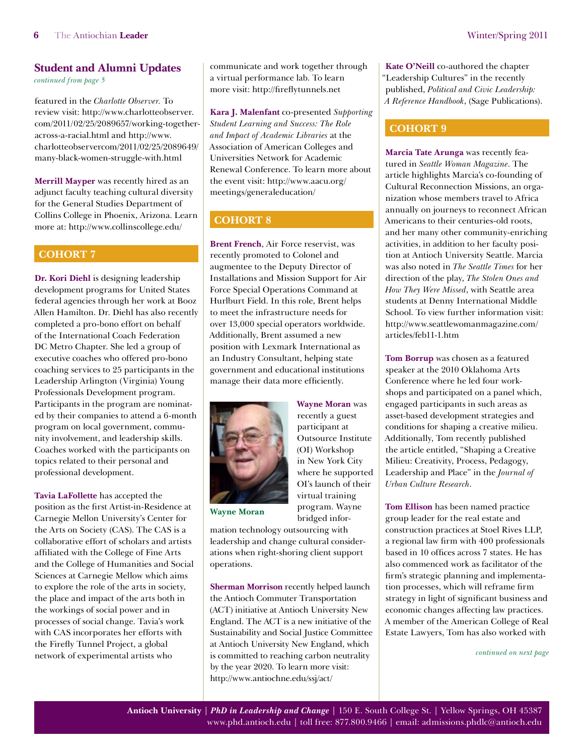## Student and Alumni Updates

*continued from page 5*

featured in the *Charlotte Observer.* To review visit: http://www.charlotteobserver.com/2011/02/25/2089657/working-together-across-a-racial.html and http://www.charlotteobservercom/2011/02/25/2089649/many-black-women-struggle-with.html

**Merrill Mayper** was recently hired as an adjunct faculty teaching cultural diversity for the General Studies Department of Collins College in Phoenix, Arizona. Learn more at: http://www.collinscollege.edu/

### COHORT 7

**Dr. Kori Diehl** is designing leadership development programs for United States federal agencies through her work at Booz Allen Hamilton. Dr. Diehl has also recently completed a pro-bono effort on behalf of the International Coach Federation DC Metro Chapter. She led a group of executive coaches who offered pro-bono coaching services to 25 participants in the Leadership Arlington (Virginia) Young Professionals Development program. Participants in the program are nominated by their companies to attend a 6-month program on local government, community involvement, and leadership skills. Coaches worked with the participants on topics related to their personal and professional development.

**Tavia LaFollette** has accepted the position as the first Artist-in-Residence at Carnegie Mellon University's Center for the Arts on Society (CAS). The CAS is a collaborative effort of scholars and artists affiliated with the College of Fine Arts and the College of Humanities and Social Sciences at Carnegie Mellow which aims to explore the role of the arts in society, the place and impact of the arts both in the workings of social power and in processes of social change. Tavia's work with CAS incorporates her efforts with the Firefly Tunnel Project, a global network of experimental artists who communicate and work together through a virtual performance lab. To learn more visit: http://fireflytunnels.net

**Kara J. Malenfant** co-presented *Supporting Student Learning and Success: The Role and Impact of Academic Libraries* at the Association of American Colleges and Universities Network for Academic Renewal Conference. To learn more about the event visit: http://www.aacu.org/meetings/generaleducation/

### COHORT 8

**Brent French**, Air Force reservist, was recently promoted to Colonel and augmentee to the Deputy Director of Installations and Mission Support for Air Force Special Operations Command at Hurlburt Field. In this role, Brent helps to meet the infrastructure needs for over 13,000 special operators worldwide. Additionally, Brent assumed a new position with Lexmark International as an Industry Consultant, helping state government and educational institutions manage their data more efficiently.

**Wayne Moran** was recently a guest participant at Outsource Institute (OI) Workshop in New York City where he supported OI's launch of their virtual training program. Wayne bridged information technology outsourcing with leadership and change cultural considerations when right-shoring client support operations.

Wayne Moran

**Sherman Morrison** recently helped launch the Antioch Commuter Transportation (ACT) initiative at Antioch University New England. The ACT is a new initiative of the Sustainability and Social Justice Committee at Antioch University New England, which is committed to reaching carbon neutrality by the year 2020. To learn more visit: http://www.antiochne.edu/ssj/act/

**Kate O'Neill** co-authored the chapter "Leadership Cultures" in the recently published, *Political and Civic Leadership: A Reference Handbook*, (Sage Publications).

### COHORT 9

**Marcia Tate Arunga** was recently featured in *Seattle Woman Magazine*. The article highlights Marcia's co-founding of Cultural Reconnection Missions, an organization whose members travel to Africa annually on journeys to reconnect African Americans to their centuries-old roots, and her many other community-enriching activities, in addition to her faculty position at Antioch University Seattle. Marcia was also noted in *The Seattle Times* for her direction of the play, *The Stolen Ones and How They Were Missed*, with Seattle area students at Denny International Middle School. To view further information visit: http://www.seattlewomanmagazine.com/articles/feb11-1.htm

**Tom Borrup** was chosen as a featured speaker at the 2010 Oklahoma Arts Conference where he led four workshops and participated on a panel which, engaged participants in such areas as asset-based development strategies and conditions for shaping a creative milieu. Additionally, Tom recently published the article entitled, "Shaping a Creative Milieu: Creativity, Process, Pedagogy, Leadership and Place" in the *Journal of Urban Culture Research*.

**Tom Ellison** has been named practice group leader for the real estate and construction practices at Stoel Rives LLP, a regional law firm with 400 professionals based in 10 offices across 7 states. He has also commenced work as facilitator of the firm's strategic planning and implementation processes, which will reframe firm strategy in light of significant business and economic changes affecting law practices. A member of the American College of Real Estate Lawyers, Tom has also worked with

*continued on next page*

**Antioch University** | ***PhD in Leadership and Change*** | 150 E. South College St. | Yellow Springs, OH 45387
www.phd.antioch.edu | toll free: 877.800.9466 | email: admissions.phdlc@antioch.edu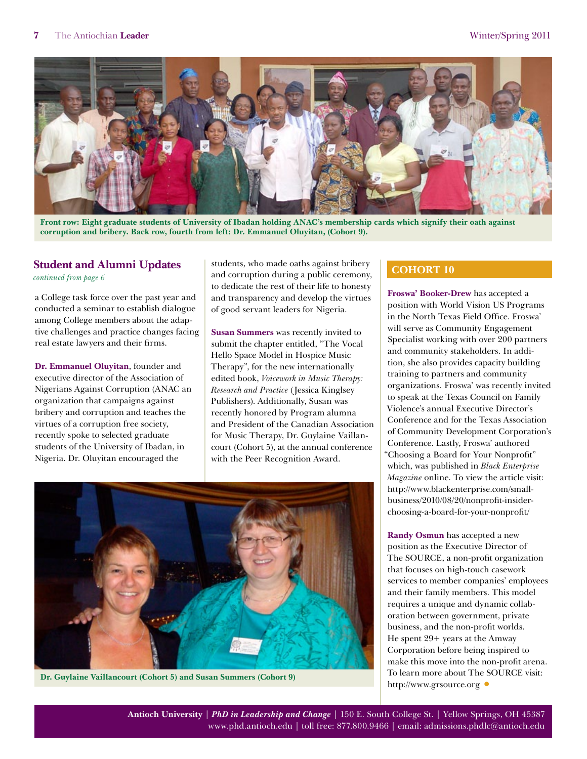Front row: Eight graduate students of University of Ibadan holding ANAC's membership cards which signify their oath against corruption and bribery. Back row, fourth from left: Dr. Emmanuel Oluyitan, (Cohort 9).

## Student and Alumni Updates

*continued from page 6*

a College task force over the past year and conducted a seminar to establish dialogue among College members about the adaptive challenges and practice changes facing real estate lawyers and their firms.

**Dr. Emmanuel Oluyitan**, founder and executive director of the Association of Nigerians Against Corruption (ANAC an organization that campaigns against bribery and corruption and teaches the virtues of a corruption free society, recently spoke to selected graduate students of the University of Ibadan, in Nigeria. Dr. Oluyitan encouraged the students, who made oaths against bribery and corruption during a public ceremony, to dedicate the rest of their life to honesty and transparency and develop the virtues of good servant leaders for Nigeria.

**Susan Summers** was recently invited to submit the chapter entitled, "The Vocal Hello Space Model in Hospice Music Therapy", for the new internationally edited book, *Voicework in Music Therapy: Research and Practice* (Jessica Kinglsey Publishers). Additionally, Susan was recently honored by Program alumna and President of the Canadian Association for Music Therapy, Dr. Guylaine Vaillancourt (Cohort 5), at the annual conference with the Peer Recognition Award.

Dr. Guylaine Vaillancourt (Cohort 5) and Susan Summers (Cohort 9)

## COHORT 10

**Froswa' Booker-Drew** has accepted a position with World Vision US Programs in the North Texas Field Office. Froswa' will serve as Community Engagement Specialist working with over 200 partners and community stakeholders. In addition, she also provides capacity building training to partners and community organizations. Froswa' was recently invited to speak at the Texas Council on Family Violence's annual Executive Director's Conference and for the Texas Association of Community Development Corporation's Conference. Lastly, Froswa' authored "Choosing a Board for Your Nonprofit" which, was published in *Black Enterprise Magazine* online. To view the article visit: http://www.blackenterprise.com/small-business/2010/08/20/nonprofit-insider-choosing-a-board-for-your-nonprofit/

**Randy Osmun** has accepted a new position as the Executive Director of The SOURCE, a non-profit organization that focuses on high-touch casework services to member companies' employees and their family members. This model requires a unique and dynamic collaboration between government, private business, and the non-profit worlds. He spent 29+ years at the Amway Corporation before being inspired to make this move into the non-profit arena. To learn more about The SOURCE visit: http://www.grsource.org

**Antioch University** | ***PhD in Leadership and Change*** | 150 E. South College St. | Yellow Springs, OH 45387
www.phd.antioch.edu | toll free: 877.800.9466 | email: admissions.phdlc@antioch.edu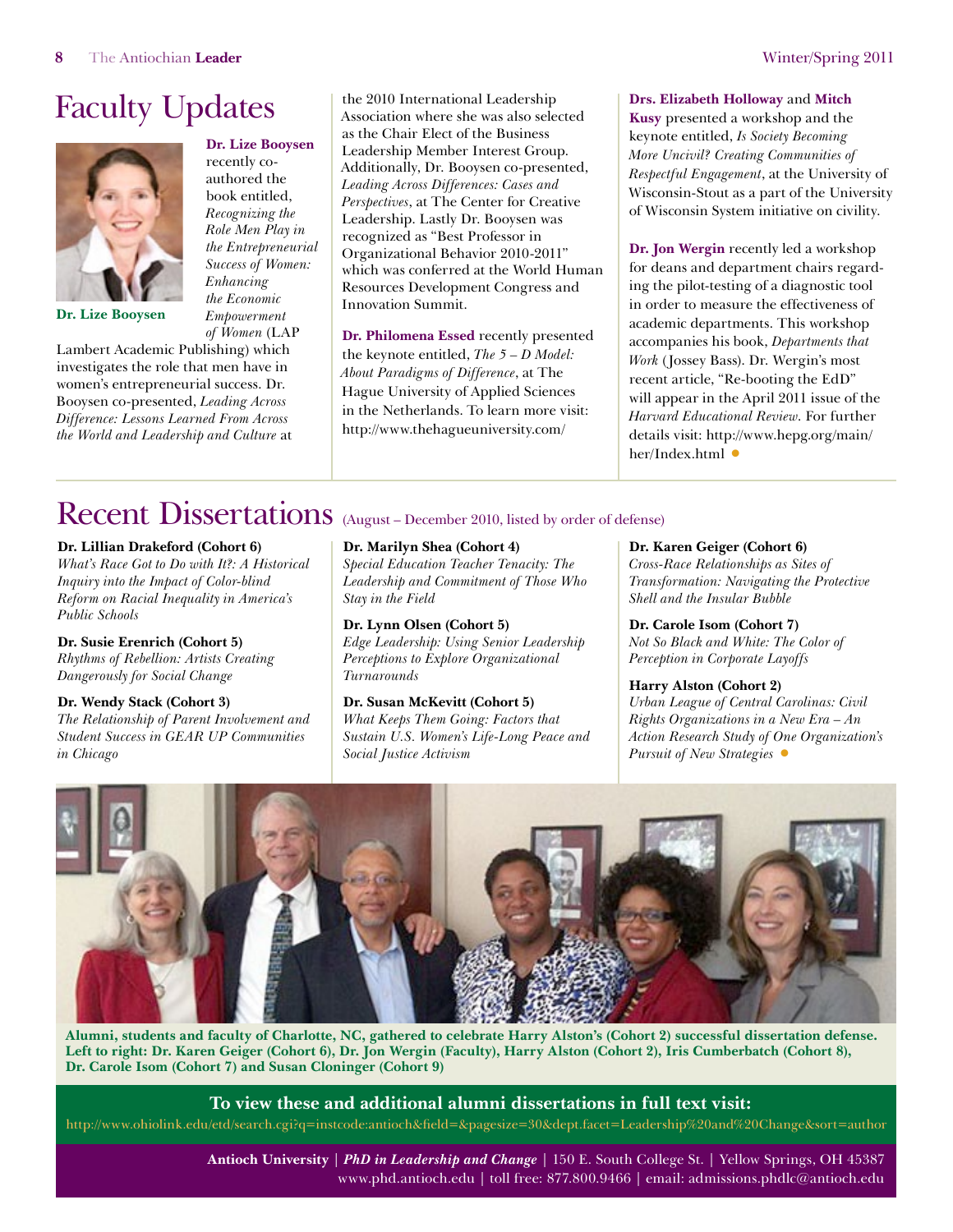# Faculty Updates

Dr. Lize Booysen

**Dr. Lize Booysen** recently co-authored the book entitled, *Recognizing the Role Men Play in the Entrepreneurial Success of Women: Enhancing the Economic Empowerment of Women* (LAP Lambert Academic Publishing) which investigates the role that men have in women's entrepreneurial success. Dr. Booysen co-presented, *Leading Across Difference: Lessons Learned From Across the World and Leadership and Culture* at the 2010 International Leadership Association where she was also selected as the Chair Elect of the Business Leadership Member Interest Group. Additionally, Dr. Booysen co-presented, *Leading Across Differences: Cases and Perspectives*, at The Center for Creative Leadership. Lastly Dr. Booysen was recognized as "Best Professor in Organizational Behavior 2010-2011" which was conferred at the World Human Resources Development Congress and Innovation Summit.

**Dr. Philomena Essed** recently presented the keynote entitled, *The 5 – D Model: About Paradigms of Difference*, at The Hague University of Applied Sciences in the Netherlands. To learn more visit: http://www.thehagueuniversity.com/

**Drs. Elizabeth Holloway** and **Mitch Kusy** presented a workshop and the keynote entitled, *Is Society Becoming More Uncivil? Creating Communities of Respectful Engagement*, at the University of Wisconsin-Stout as a part of the University of Wisconsin System initiative on civility.

**Dr. Jon Wergin** recently led a workshop for deans and department chairs regarding the pilot-testing of a diagnostic tool in order to measure the effectiveness of academic departments. This workshop accompanies his book, *Departments that Work* (Jossey Bass). Dr. Wergin's most recent article, "Re-booting the EdD" will appear in the April 2011 issue of the *Harvard Educational Review*. For further details visit: http://www.hepg.org/main/her/Index.html

# Recent Dissertations (August – December 2010, listed by order of defense)

**Dr. Lillian Drakeford (Cohort 6)**
*What's Race Got to Do with It?: A Historical Inquiry into the Impact of Color-blind Reform on Racial Inequality in America's Public Schools*

**Dr. Susie Erenrich (Cohort 5)**
*Rhythms of Rebellion: Artists Creating Dangerously for Social Change*

**Dr. Wendy Stack (Cohort 3)**
*The Relationship of Parent Involvement and Student Success in GEAR UP Communities in Chicago*

**Dr. Marilyn Shea (Cohort 4)**
*Special Education Teacher Tenacity: The Leadership and Commitment of Those Who Stay in the Field*

**Dr. Lynn Olsen (Cohort 5)**
*Edge Leadership: Using Senior Leadership Perceptions to Explore Organizational Turnarounds*

**Dr. Susan McKevitt (Cohort 5)**
*What Keeps Them Going: Factors that Sustain U.S. Women's Life-Long Peace and Social Justice Activism*

**Dr. Karen Geiger (Cohort 6)**
*Cross-Race Relationships as Sites of Transformation: Navigating the Protective Shell and the Insular Bubble*

**Dr. Carole Isom (Cohort 7)**
*Not So Black and White: The Color of Perception in Corporate Layoffs*

**Harry Alston (Cohort 2)**
*Urban League of Central Carolinas: Civil Rights Organizations in a New Era – An Action Research Study of One Organization's Pursuit of New Strategies*

**Alumni, students and faculty of Charlotte, NC, gathered to celebrate Harry Alston's (Cohort 2) successful dissertation defense. Left to right: Dr. Karen Geiger (Cohort 6), Dr. Jon Wergin (Faculty), Harry Alston (Cohort 2), Iris Cumberbatch (Cohort 8), Dr. Carole Isom (Cohort 7) and Susan Cloninger (Cohort 9)**

**To view these and additional alumni dissertations in full text visit:**

http://www.ohiolink.edu/etd/search.cgi?q=instcode:antioch&field=&pagesize=30&dept.facet=Leadership%20and%20Change&sort=author

**Antioch University** | ***PhD in Leadership and Change*** | 150 E. South College St. | Yellow Springs, OH 45387
www.phd.antioch.edu | toll free: 877.800.9466 | email: admissions.phdlc@antioch.edu